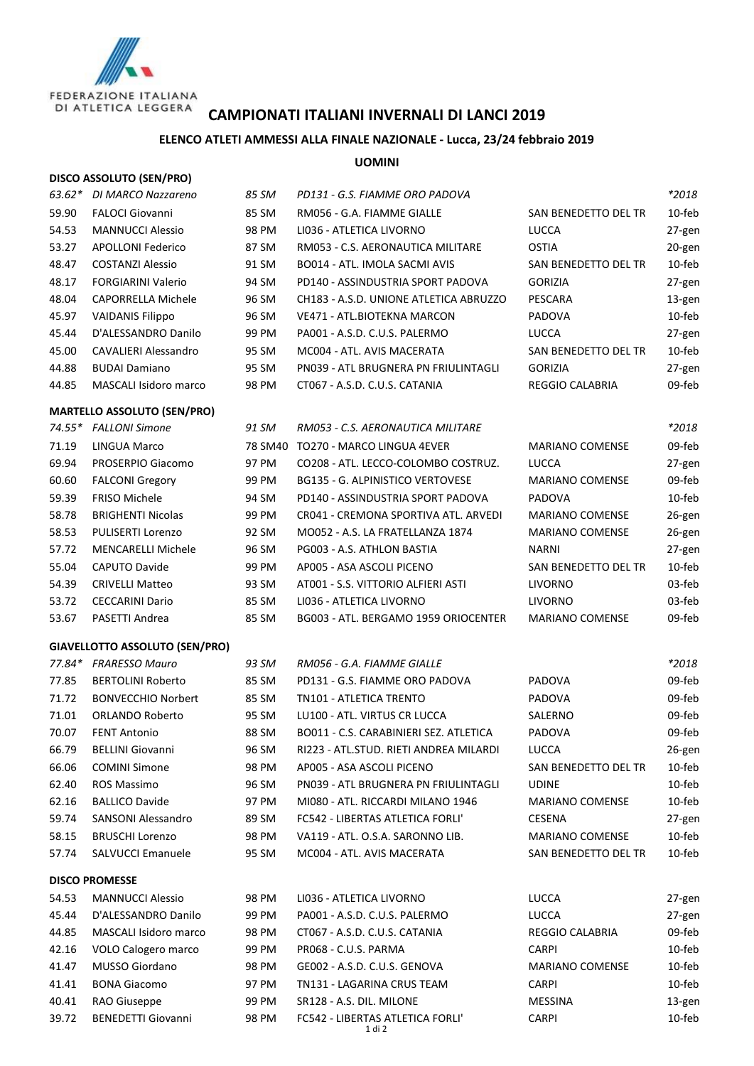FEDERAZIONE ITALIANA DI ATLETICA LEGGERA

# CAMPIONATI ITALIANI INVERNALI DI LANCI 2019

## ELENCO ATLETI AMMESSI ALLA FINALE NAZIONALE - Lucca, 23/24 febbraio 2019

### UOMINI

**DISCO ASSOLUTO (SEN/PRO)**

| | | | | | |
|---|---|---|---|---|---|
| *63.62** | *DI MARCO Nazzareno* | *85 SM* | *PD131 - G.S. FIAMME ORO PADOVA* | | **2018* |
| 59.90 | FALOCI Giovanni | 85 SM | RM056 - G.A. FIAMME GIALLE | SAN BENEDETTO DEL TR | 10-feb |
| 54.53 | MANNUCCI Alessio | 98 PM | LI036 - ATLETICA LIVORNO | LUCCA | 27-gen |
| 53.27 | APOLLONI Federico | 87 SM | RM053 - C.S. AERONAUTICA MILITARE | OSTIA | 20-gen |
| 48.47 | COSTANZI Alessio | 91 SM | BO014 - ATL. IMOLA SACMI AVIS | SAN BENEDETTO DEL TR | 10-feb |
| 48.17 | FORGIARINI Valerio | 94 SM | PD140 - ASSINDUSTRIA SPORT PADOVA | GORIZIA | 27-gen |
| 48.04 | CAPORRELLA Michele | 96 SM | CH183 - A.S.D. UNIONE ATLETICA ABRUZZO | PESCARA | 13-gen |
| 45.97 | VAIDANIS Filippo | 96 SM | VE471 - ATL.BIOTEKNA MARCON | PADOVA | 10-feb |
| 45.44 | D'ALESSANDRO Danilo | 99 PM | PA001 - A.S.D. C.U.S. PALERMO | LUCCA | 27-gen |
| 45.00 | CAVALIERI Alessandro | 95 SM | MC004 - ATL. AVIS MACERATA | SAN BENEDETTO DEL TR | 10-feb |
| 44.88 | BUDAI Damiano | 95 SM | PN039 - ATL BRUGNERA PN FRIULINTAGLI | GORIZIA | 27-gen |
| 44.85 | MASCALI Isidoro marco | 98 PM | CT067 - A.S.D. C.U.S. CATANIA | REGGIO CALABRIA | 09-feb |

**MARTELLO ASSOLUTO (SEN/PRO)**

| | | | | | |
|---|---|---|---|---|---|
| *74.55** | *FALLONI Simone* | *91 SM* | *RM053 - C.S. AERONAUTICA MILITARE* | | **2018* |
| 71.19 | LINGUA Marco | 78 SM40 | TO270 - MARCO LINGUA 4EVER | MARIANO COMENSE | 09-feb |
| 69.94 | PROSERPIO Giacomo | 97 PM | CO208 - ATL. LECCO-COLOMBO COSTRUZ. | LUCCA | 27-gen |
| 60.60 | FALCONI Gregory | 99 PM | BG135 - G. ALPINISTICO VERTOVESE | MARIANO COMENSE | 09-feb |
| 59.39 | FRISO Michele | 94 SM | PD140 - ASSINDUSTRIA SPORT PADOVA | PADOVA | 10-feb |
| 58.78 | BRIGHENTI Nicolas | 99 PM | CR041 - CREMONA SPORTIVA ATL. ARVEDI | MARIANO COMENSE | 26-gen |
| 58.53 | PULISERTI Lorenzo | 92 SM | MO052 - A.S. LA FRATELLANZA 1874 | MARIANO COMENSE | 26-gen |
| 57.72 | MENCARELLI Michele | 96 SM | PG003 - A.S. ATHLON BASTIA | NARNI | 27-gen |
| 55.04 | CAPUTO Davide | 99 PM | AP005 - ASA ASCOLI PICENO | SAN BENEDETTO DEL TR | 10-feb |
| 54.39 | CRIVELLI Matteo | 93 SM | AT001 - S.S. VITTORIO ALFIERI ASTI | LIVORNO | 03-feb |
| 53.72 | CECCARINI Dario | 85 SM | LI036 - ATLETICA LIVORNO | LIVORNO | 03-feb |
| 53.67 | PASETTI Andrea | 85 SM | BG003 - ATL. BERGAMO 1959 ORIOCENTER | MARIANO COMENSE | 09-feb |

**GIAVELLOTTO ASSOLUTO (SEN/PRO)**

| | | | | | |
|---|---|---|---|---|---|
| *77.84** | *FRARESSO Mauro* | *93 SM* | *RM056 - G.A. FIAMME GIALLE* | | **2018* |
| 77.85 | BERTOLINI Roberto | 85 SM | PD131 - G.S. FIAMME ORO PADOVA | PADOVA | 09-feb |
| 71.72 | BONVECCHIO Norbert | 85 SM | TN101 - ATLETICA TRENTO | PADOVA | 09-feb |
| 71.01 | ORLANDO Roberto | 95 SM | LU100 - ATL. VIRTUS CR LUCCA | SALERNO | 09-feb |
| 70.07 | FENT Antonio | 88 SM | BO011 - C.S. CARABINIERI SEZ. ATLETICA | PADOVA | 09-feb |
| 66.79 | BELLINI Giovanni | 96 SM | RI223 - ATL.STUD. RIETI ANDREA MILARDI | LUCCA | 26-gen |
| 66.06 | COMINI Simone | 98 PM | AP005 - ASA ASCOLI PICENO | SAN BENEDETTO DEL TR | 10-feb |
| 62.40 | ROS Massimo | 96 SM | PN039 - ATL BRUGNERA PN FRIULINTAGLI | UDINE | 10-feb |
| 62.16 | BALLICO Davide | 97 PM | MI080 - ATL. RICCARDI MILANO 1946 | MARIANO COMENSE | 10-feb |
| 59.74 | SANSONI Alessandro | 89 SM | FC542 - LIBERTAS ATLETICA FORLI' | CESENA | 27-gen |
| 58.15 | BRUSCHI Lorenzo | 98 PM | VA119 - ATL. O.S.A. SARONNO LIB. | MARIANO COMENSE | 10-feb |
| 57.74 | SALVUCCI Emanuele | 95 SM | MC004 - ATL. AVIS MACERATA | SAN BENEDETTO DEL TR | 10-feb |

**DISCO PROMESSE**

| | | | | | |
|---|---|---|---|---|---|
| 54.53 | MANNUCCI Alessio | 98 PM | LI036 - ATLETICA LIVORNO | LUCCA | 27-gen |
| 45.44 | D'ALESSANDRO Danilo | 99 PM | PA001 - A.S.D. C.U.S. PALERMO | LUCCA | 27-gen |
| 44.85 | MASCALI Isidoro marco | 98 PM | CT067 - A.S.D. C.U.S. CATANIA | REGGIO CALABRIA | 09-feb |
| 42.16 | VOLO Calogero marco | 99 PM | PR068 - C.U.S. PARMA | CARPI | 10-feb |
| 41.47 | MUSSO Giordano | 98 PM | GE002 - A.S.D. C.U.S. GENOVA | MARIANO COMENSE | 10-feb |
| 41.41 | BONA Giacomo | 97 PM | TN131 - LAGARINA CRUS TEAM | CARPI | 10-feb |
| 40.41 | RAO Giuseppe | 99 PM | SR128 - A.S. DIL. MILONE | MESSINA | 13-gen |
| 39.72 | BENEDETTI Giovanni | 98 PM | FC542 - LIBERTAS ATLETICA FORLI' | CARPI | 10-feb |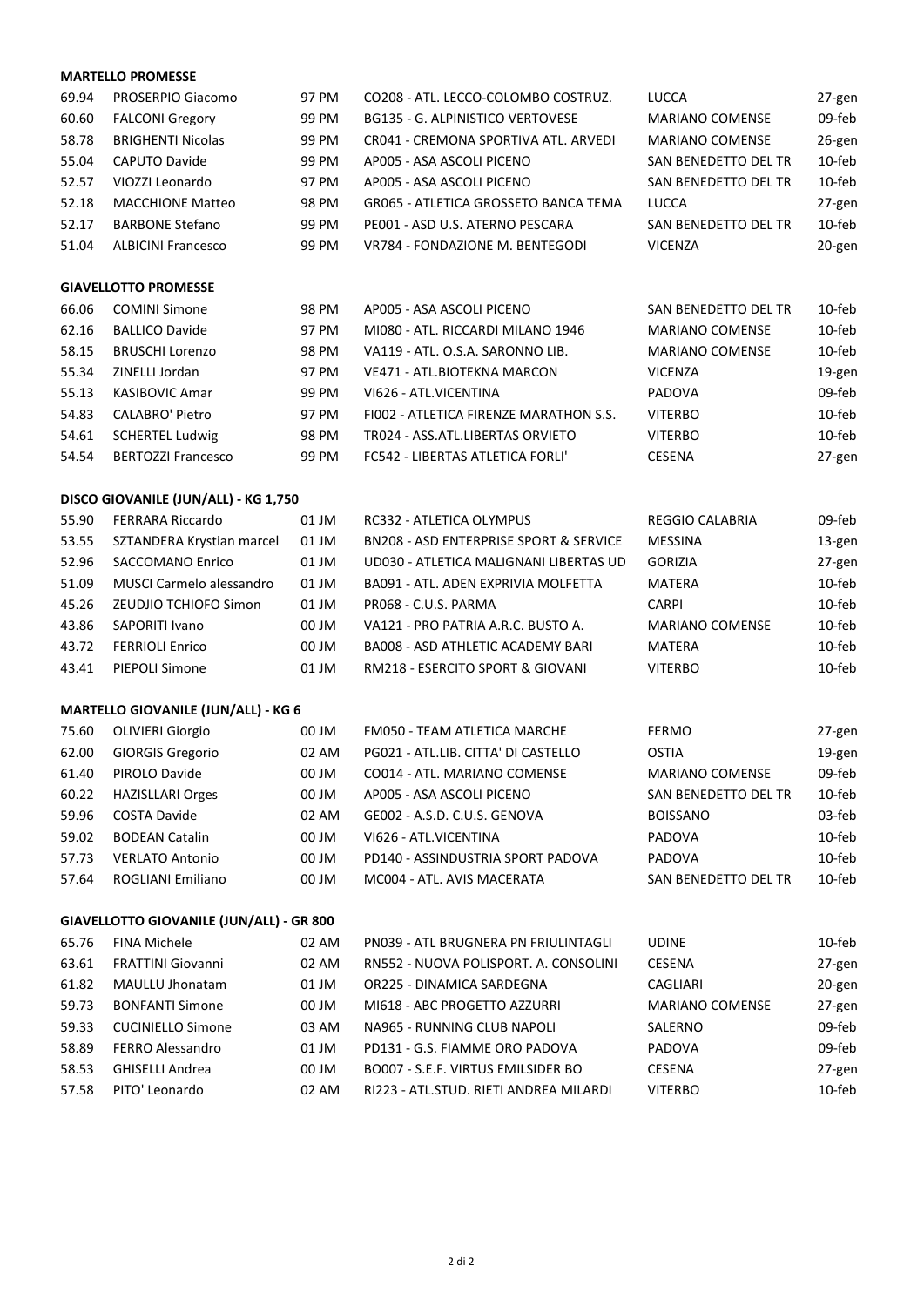**MARTELLO PROMESSE**

| | | | | | |
|---|---|---|---|---|---|
| 69.94 | PROSERPIO Giacomo | 97 PM | CO208 - ATL. LECCO-COLOMBO COSTRUZ. | LUCCA | 27-gen |
| 60.60 | FALCONI Gregory | 99 PM | BG135 - G. ALPINISTICO VERTOVESE | MARIANO COMENSE | 09-feb |
| 58.78 | BRIGHENTI Nicolas | 99 PM | CR041 - CREMONA SPORTIVA ATL. ARVEDI | MARIANO COMENSE | 26-gen |
| 55.04 | CAPUTO Davide | 99 PM | AP005 - ASA ASCOLI PICENO | SAN BENEDETTO DEL TR | 10-feb |
| 52.57 | VIOZZI Leonardo | 97 PM | AP005 - ASA ASCOLI PICENO | SAN BENEDETTO DEL TR | 10-feb |
| 52.18 | MACCHIONE Matteo | 98 PM | GR065 - ATLETICA GROSSETO BANCA TEMA | LUCCA | 27-gen |
| 52.17 | BARBONE Stefano | 99 PM | PE001 - ASD U.S. ATERNO PESCARA | SAN BENEDETTO DEL TR | 10-feb |
| 51.04 | ALBICINI Francesco | 99 PM | VR784 - FONDAZIONE M. BENTEGODI | VICENZA | 20-gen |

**GIAVELLOTTO PROMESSE**

| | | | | | |
|---|---|---|---|---|---|
| 66.06 | COMINI Simone | 98 PM | AP005 - ASA ASCOLI PICENO | SAN BENEDETTO DEL TR | 10-feb |
| 62.16 | BALLICO Davide | 97 PM | MI080 - ATL. RICCARDI MILANO 1946 | MARIANO COMENSE | 10-feb |
| 58.15 | BRUSCHI Lorenzo | 98 PM | VA119 - ATL. O.S.A. SARONNO LIB. | MARIANO COMENSE | 10-feb |
| 55.34 | ZINELLI Jordan | 97 PM | VE471 - ATL.BIOTEKNA MARCON | VICENZA | 19-gen |
| 55.13 | KASIBOVIC Amar | 99 PM | VI626 - ATL.VICENTINA | PADOVA | 09-feb |
| 54.83 | CALABRO' Pietro | 97 PM | FI002 - ATLETICA FIRENZE MARATHON S.S. | VITERBO | 10-feb |
| 54.61 | SCHERTEL Ludwig | 98 PM | TR024 - ASS.ATL.LIBERTAS ORVIETO | VITERBO | 10-feb |
| 54.54 | BERTOZZI Francesco | 99 PM | FC542 - LIBERTAS ATLETICA FORLI' | CESENA | 27-gen |

**DISCO GIOVANILE (JUN/ALL) - KG 1,750**

| | | | | | |
|---|---|---|---|---|---|
| 55.90 | FERRARA Riccardo | 01 JM | RC332 - ATLETICA OLYMPUS | REGGIO CALABRIA | 09-feb |
| 53.55 | SZTANDERA Krystian marcel | 01 JM | BN208 - ASD ENTERPRISE SPORT & SERVICE | MESSINA | 13-gen |
| 52.96 | SACCOMANO Enrico | 01 JM | UD030 - ATLETICA MALIGNANI LIBERTAS UD | GORIZIA | 27-gen |
| 51.09 | MUSCI Carmelo alessandro | 01 JM | BA091 - ATL. ADEN EXPRIVIA MOLFETTA | MATERA | 10-feb |
| 45.26 | ZEUDJIO TCHIOFO Simon | 01 JM | PR068 - C.U.S. PARMA | CARPI | 10-feb |
| 43.86 | SAPORITI Ivano | 00 JM | VA121 - PRO PATRIA A.R.C. BUSTO A. | MARIANO COMENSE | 10-feb |
| 43.72 | FERRIOLI Enrico | 00 JM | BA008 - ASD ATHLETIC ACADEMY BARI | MATERA | 10-feb |
| 43.41 | PIEPOLI Simone | 01 JM | RM218 - ESERCITO SPORT & GIOVANI | VITERBO | 10-feb |

**MARTELLO GIOVANILE (JUN/ALL) - KG 6**

| | | | | | |
|---|---|---|---|---|---|
| 75.60 | OLIVIERI Giorgio | 00 JM | FM050 - TEAM ATLETICA MARCHE | FERMO | 27-gen |
| 62.00 | GIORGIS Gregorio | 02 AM | PG021 - ATL.LIB. CITTA' DI CASTELLO | OSTIA | 19-gen |
| 61.40 | PIROLO Davide | 00 JM | CO014 - ATL. MARIANO COMENSE | MARIANO COMENSE | 09-feb |
| 60.22 | HAZISLLARI Orges | 00 JM | AP005 - ASA ASCOLI PICENO | SAN BENEDETTO DEL TR | 10-feb |
| 59.96 | COSTA Davide | 02 AM | GE002 - A.S.D. C.U.S. GENOVA | BOISSANO | 03-feb |
| 59.02 | BODEAN Catalin | 00 JM | VI626 - ATL.VICENTINA | PADOVA | 10-feb |
| 57.73 | VERLATO Antonio | 00 JM | PD140 - ASSINDUSTRIA SPORT PADOVA | PADOVA | 10-feb |
| 57.64 | ROGLIANI Emiliano | 00 JM | MC004 - ATL. AVIS MACERATA | SAN BENEDETTO DEL TR | 10-feb |

**GIAVELLOTTO GIOVANILE (JUN/ALL) - GR 800**

| | | | | | |
|---|---|---|---|---|---|
| 65.76 | FINA Michele | 02 AM | PN039 - ATL BRUGNERA PN FRIULINTAGLI | UDINE | 10-feb |
| 63.61 | FRATTINI Giovanni | 02 AM | RN552 - NUOVA POLISPORT. A. CONSOLINI | CESENA | 27-gen |
| 61.82 | MAULLU Jhonatam | 01 JM | OR225 - DINAMICA SARDEGNA | CAGLIARI | 20-gen |
| 59.73 | BONFANTI Simone | 00 JM | MI618 - ABC PROGETTO AZZURRI | MARIANO COMENSE | 27-gen |
| 59.33 | CUCINIELLO Simone | 03 AM | NA965 - RUNNING CLUB NAPOLI | SALERNO | 09-feb |
| 58.89 | FERRO Alessandro | 01 JM | PD131 - G.S. FIAMME ORO PADOVA | PADOVA | 09-feb |
| 58.53 | GHISELLI Andrea | 00 JM | BO007 - S.E.F. VIRTUS EMILSIDER BO | CESENA | 27-gen |
| 57.58 | PITO' Leonardo | 02 AM | RI223 - ATL.STUD. RIETI ANDREA MILARDI | VITERBO | 10-feb |